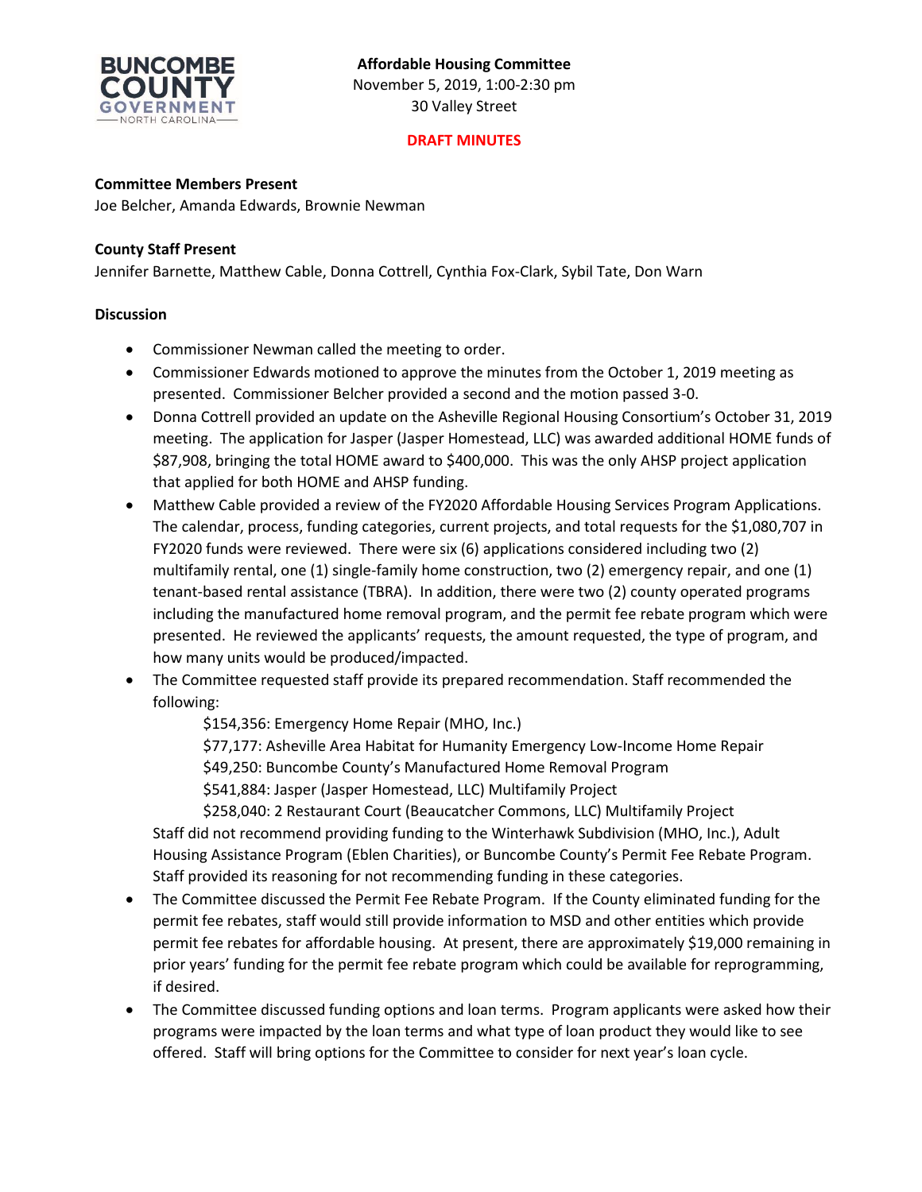**Affordable Housing Committee**
November 5, 2019, 1:00-2:30 pm
30 Valley Street

**DRAFT MINUTES**

**Committee Members Present**
Joe Belcher, Amanda Edwards, Brownie Newman

**County Staff Present**
Jennifer Barnette, Matthew Cable, Donna Cottrell, Cynthia Fox-Clark, Sybil Tate, Don Warn

**Discussion**

- Commissioner Newman called the meeting to order.
- Commissioner Edwards motioned to approve the minutes from the October 1, 2019 meeting as presented. Commissioner Belcher provided a second and the motion passed 3-0.
- Donna Cottrell provided an update on the Asheville Regional Housing Consortium's October 31, 2019 meeting. The application for Jasper (Jasper Homestead, LLC) was awarded additional HOME funds of $87,908, bringing the total HOME award to $400,000. This was the only AHSP project application that applied for both HOME and AHSP funding.
- Matthew Cable provided a review of the FY2020 Affordable Housing Services Program Applications. The calendar, process, funding categories, current projects, and total requests for the $1,080,707 in FY2020 funds were reviewed. There were six (6) applications considered including two (2) multifamily rental, one (1) single-family home construction, two (2) emergency repair, and one (1) tenant-based rental assistance (TBRA). In addition, there were two (2) county operated programs including the manufactured home removal program, and the permit fee rebate program which were presented. He reviewed the applicants' requests, the amount requested, the type of program, and how many units would be produced/impacted.
- The Committee requested staff provide its prepared recommendation. Staff recommended the following:

  $154,356: Emergency Home Repair (MHO, Inc.)
  $77,177: Asheville Area Habitat for Humanity Emergency Low-Income Home Repair
  $49,250: Buncombe County's Manufactured Home Removal Program
  $541,884: Jasper (Jasper Homestead, LLC) Multifamily Project
  $258,040: 2 Restaurant Court (Beaucatcher Commons, LLC) Multifamily Project

  Staff did not recommend providing funding to the Winterhawk Subdivision (MHO, Inc.), Adult Housing Assistance Program (Eblen Charities), or Buncombe County's Permit Fee Rebate Program. Staff provided its reasoning for not recommending funding in these categories.
- The Committee discussed the Permit Fee Rebate Program. If the County eliminated funding for the permit fee rebates, staff would still provide information to MSD and other entities which provide permit fee rebates for affordable housing. At present, there are approximately $19,000 remaining in prior years' funding for the permit fee rebate program which could be available for reprogramming, if desired.
- The Committee discussed funding options and loan terms. Program applicants were asked how their programs were impacted by the loan terms and what type of loan product they would like to see offered. Staff will bring options for the Committee to consider for next year's loan cycle.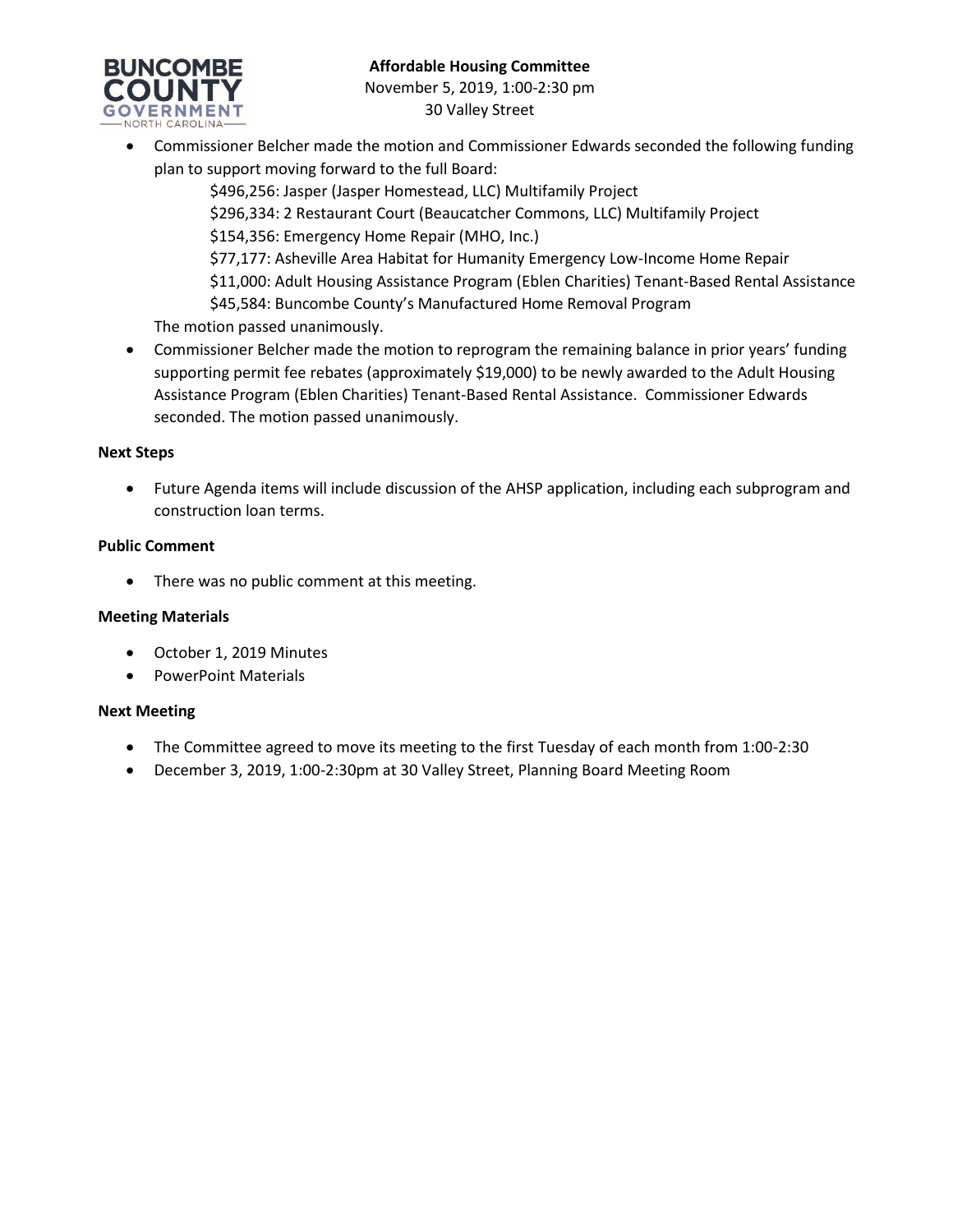- Commissioner Belcher made the motion and Commissioner Edwards seconded the following funding plan to support moving forward to the full Board:

  $496,256: Jasper (Jasper Homestead, LLC) Multifamily Project
  $296,334: 2 Restaurant Court (Beaucatcher Commons, LLC) Multifamily Project
  $154,356: Emergency Home Repair (MHO, Inc.)
  $77,177: Asheville Area Habitat for Humanity Emergency Low-Income Home Repair
  $11,000: Adult Housing Assistance Program (Eblen Charities) Tenant-Based Rental Assistance
  $45,584: Buncombe County's Manufactured Home Removal Program

  The motion passed unanimously.
- Commissioner Belcher made the motion to reprogram the remaining balance in prior years' funding supporting permit fee rebates (approximately $19,000) to be newly awarded to the Adult Housing Assistance Program (Eblen Charities) Tenant-Based Rental Assistance. Commissioner Edwards seconded. The motion passed unanimously.

**Next Steps**

- Future Agenda items will include discussion of the AHSP application, including each subprogram and construction loan terms.

**Public Comment**

- There was no public comment at this meeting.

**Meeting Materials**

- October 1, 2019 Minutes
- PowerPoint Materials

**Next Meeting**

- The Committee agreed to move its meeting to the first Tuesday of each month from 1:00-2:30
- December 3, 2019, 1:00-2:30pm at 30 Valley Street, Planning Board Meeting Room